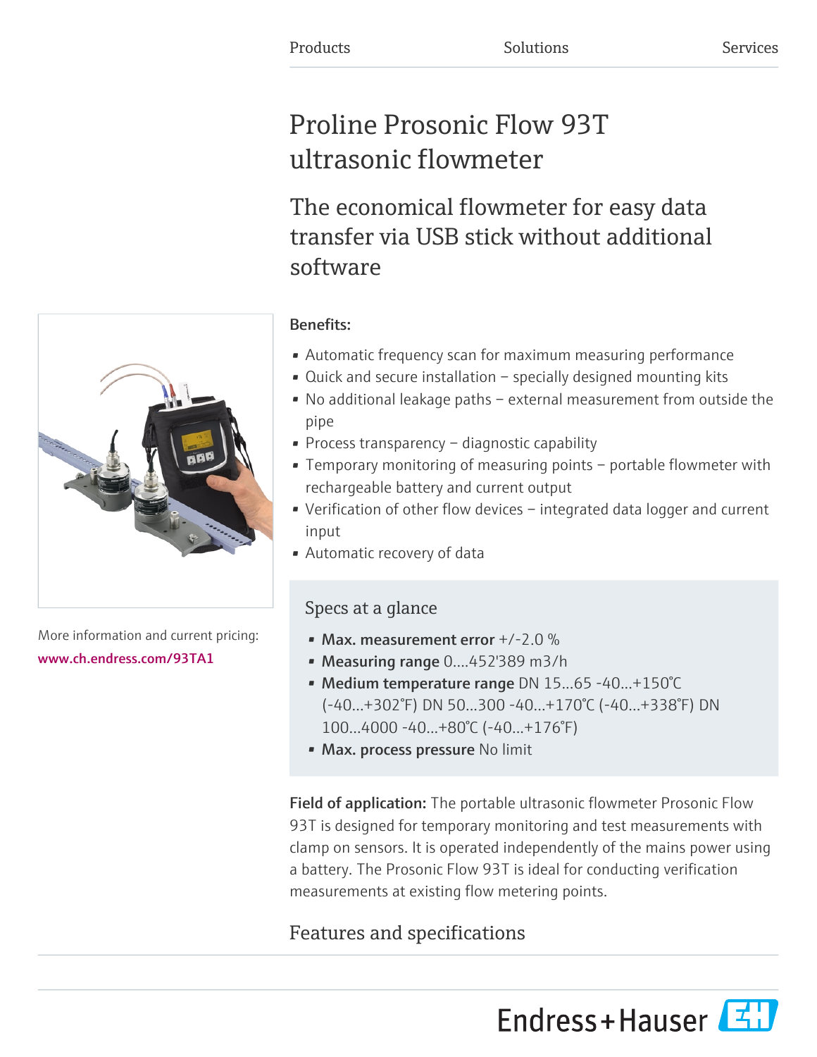Products Solutions Services

# Proline Prosonic Flow 93T ultrasonic flowmeter

## The economical flowmeter for easy data transfer via USB stick without additional software

More information and current pricing:
www.ch.endress.com/93TA1

**Benefits:**

- Automatic frequency scan for maximum measuring performance
- Quick and secure installation – specially designed mounting kits
- No additional leakage paths – external measurement from outside the pipe
- Process transparency – diagnostic capability
- Temporary monitoring of measuring points – portable flowmeter with rechargeable battery and current output
- Verification of other flow devices – integrated data logger and current input
- Automatic recovery of data

### Specs at a glance

- **Max. measurement error** +/-2.0 %
- **Measuring range** 0....452'389 m3/h
- **Medium temperature range** DN 15...65 -40...+150°C (-40...+302°F) DN 50...300 -40...+170°C (-40...+338°F) DN 100...4000 -40...+80°C (-40...+176°F)
- **Max. process pressure** No limit

**Field of application:** The portable ultrasonic flowmeter Prosonic Flow 93T is designed for temporary monitoring and test measurements with clamp on sensors. It is operated independently of the mains power using a battery. The Prosonic Flow 93T is ideal for conducting verification measurements at existing flow metering points.

## Features and specifications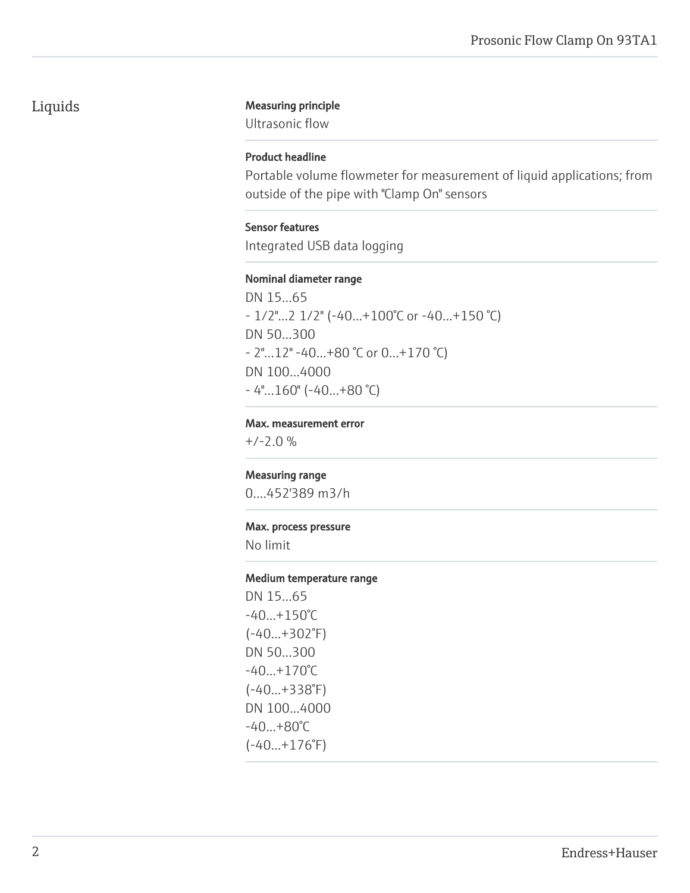## Liquids

**Measuring principle**

Ultrasonic flow

**Product headline**

Portable volume flowmeter for measurement of liquid applications; from outside of the pipe with "Clamp On" sensors

**Sensor features**

Integrated USB data logging

**Nominal diameter range**

DN 15...65
- 1/2"...2 1/2" (-40...+100°C or -40...+150 °C)
DN 50...300
- 2"...12" -40...+80 °C or 0...+170 °C)
DN 100...4000
- 4"...160" (-40...+80 °C)

**Max. measurement error**

+/-2.0 %

**Measuring range**

0....452'389 m3/h

**Max. process pressure**

No limit

**Medium temperature range**

DN 15...65
-40...+150°C
(-40...+302°F)
DN 50...300
-40...+170°C
(-40...+338°F)
DN 100...4000
-40...+80°C
(-40...+176°F)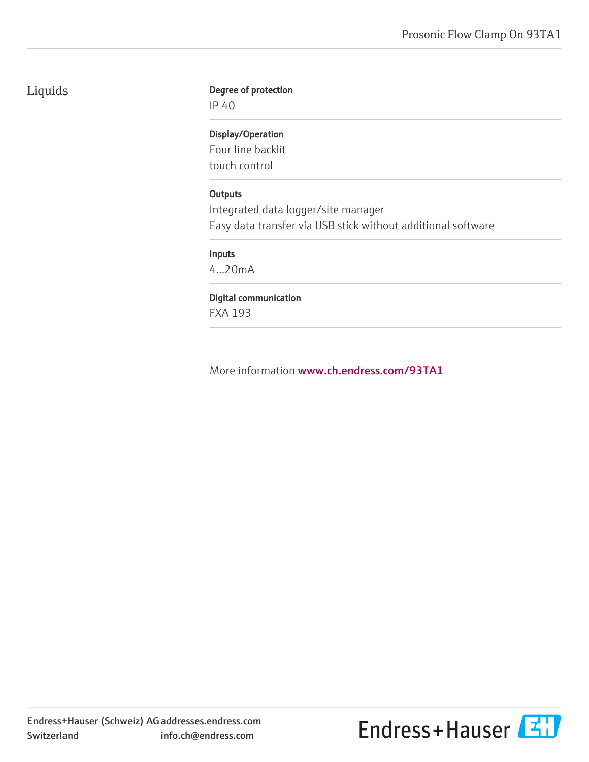## Liquids

**Degree of protection**

IP 40

**Display/Operation**

Four line backlit
touch control

**Outputs**

Integrated data logger/site manager
Easy data transfer via USB stick without additional software

**Inputs**

4...20mA

**Digital communication**

FXA 193

More information www.ch.endress.com/93TA1

Endress+Hauser (Schweiz) AG
Switzerland

addresses.endress.com
info.ch@endress.com